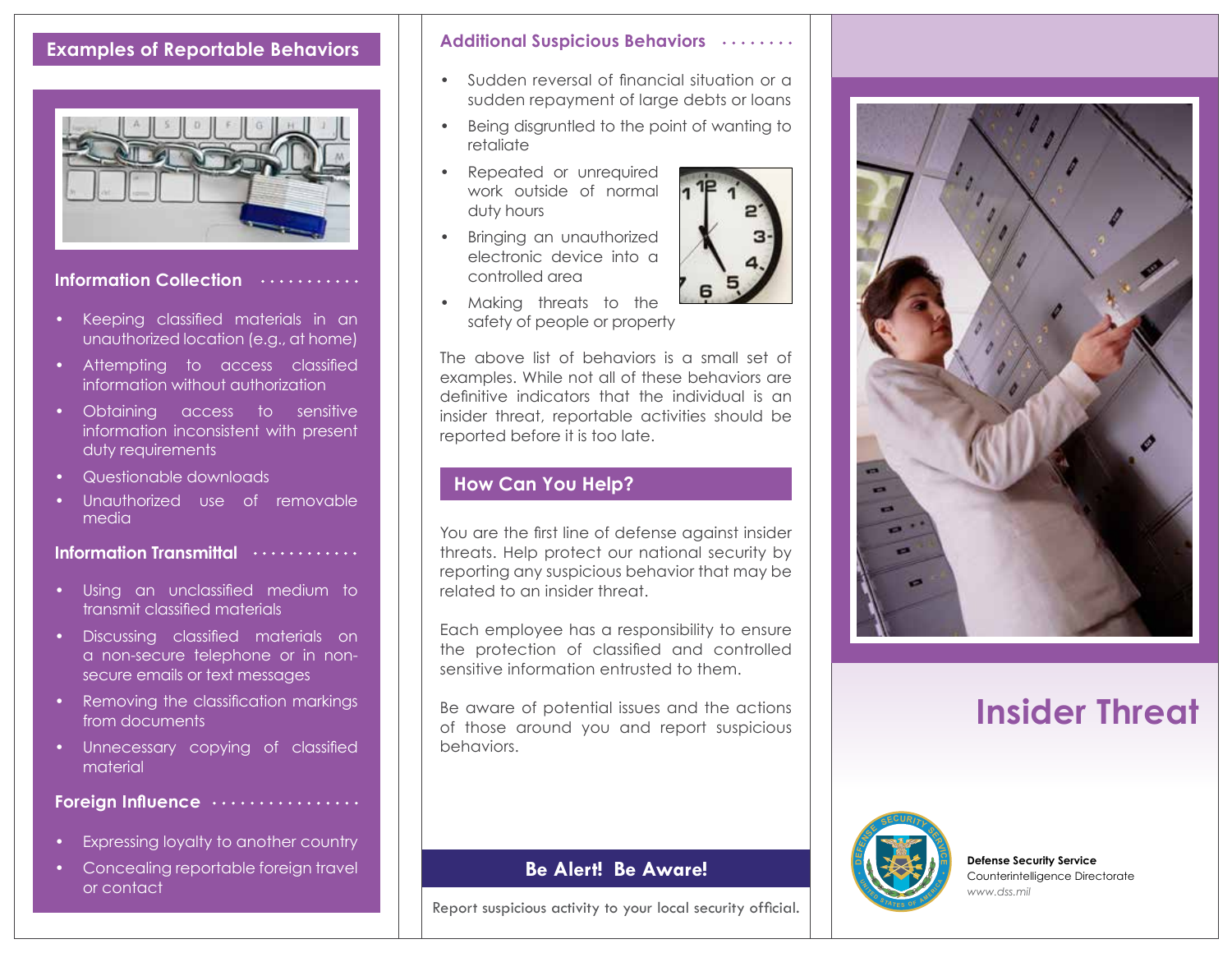## Examples of Reportable Behaviors

### Information Collection

- Keeping classified materials in an unauthorized location (e.g., at home)
- Attempting to access classified information without authorization
- Obtaining access to sensitive information inconsistent with present duty requirements
- Questionable downloads
- Unauthorized use of removable media

### Information Transmittal

- Using an unclassified medium to transmit classified materials
- Discussing classified materials on a non-secure telephone or in non-secure emails or text messages
- Removing the classification markings from documents
- Unnecessary copying of classified material

### Foreign Influence

- Expressing loyalty to another country
- Concealing reportable foreign travel or contact

### Additional Suspicious Behaviors

- Sudden reversal of financial situation or a sudden repayment of large debts or loans
- Being disgruntled to the point of wanting to retaliate
- Repeated or unrequired work outside of normal duty hours
- Bringing an unauthorized electronic device into a controlled area
- Making threats to the safety of people or property

The above list of behaviors is a small set of examples. While not all of these behaviors are definitive indicators that the individual is an insider threat, reportable activities should be reported before it is too late.

## How Can You Help?

You are the first line of defense against insider threats. Help protect our national security by reporting any suspicious behavior that may be related to an insider threat.

Each employee has a responsibility to ensure the protection of classified and controlled sensitive information entrusted to them.

Be aware of potential issues and the actions of those around you and report suspicious behaviors.

**Be Alert! Be Aware!**

Report suspicious activity to your local security official.

# Insider Threat

**Defense Security Service**
Counterintelligence Directorate
*www.dss.mil*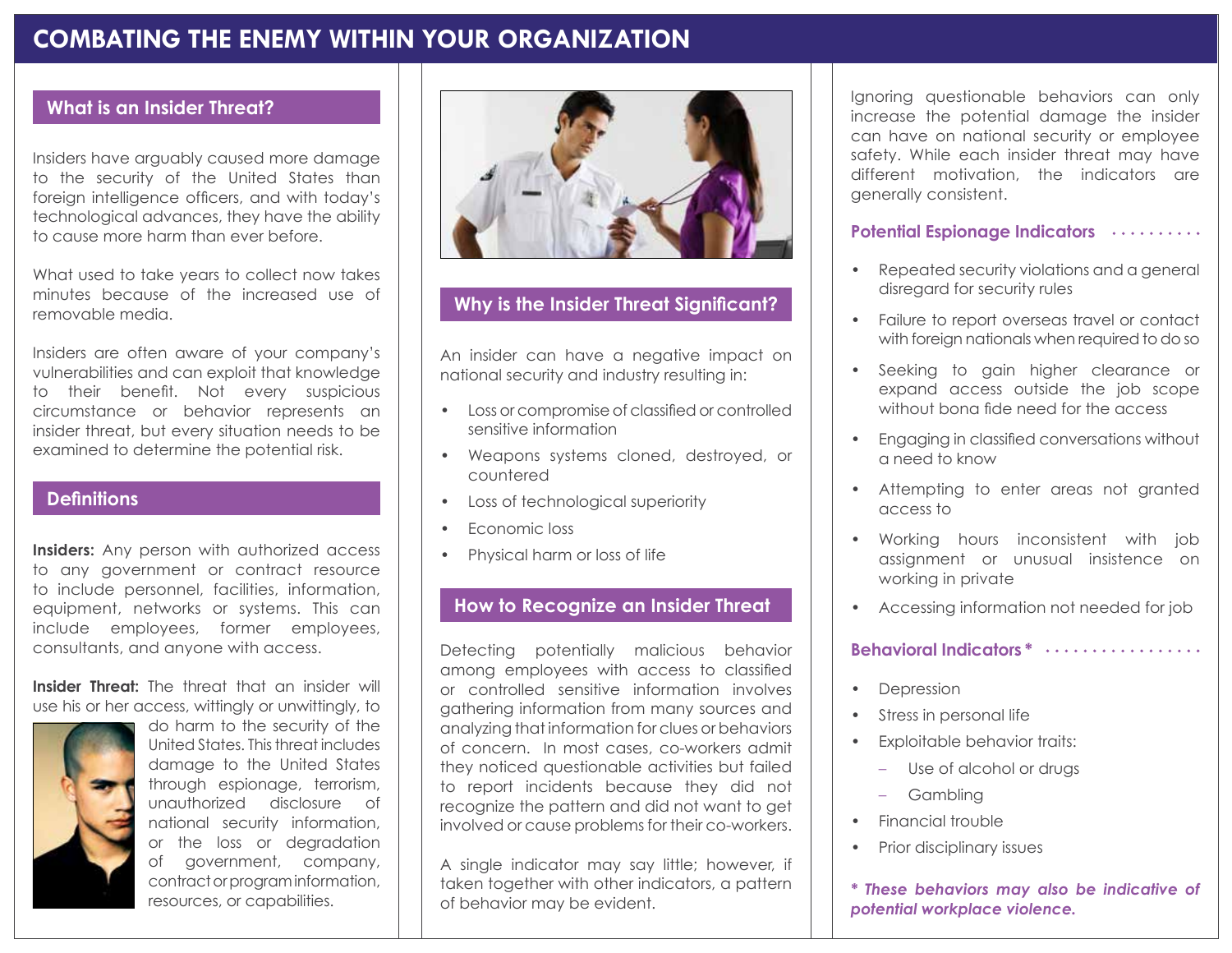# COMBATING THE ENEMY WITHIN YOUR ORGANIZATION

## What is an Insider Threat?

Insiders have arguably caused more damage to the security of the United States than foreign intelligence officers, and with today's technological advances, they have the ability to cause more harm than ever before.

What used to take years to collect now takes minutes because of the increased use of removable media.

Insiders are often aware of your company's vulnerabilities and can exploit that knowledge to their benefit. Not every suspicious circumstance or behavior represents an insider threat, but every situation needs to be examined to determine the potential risk.

## Definitions

**Insiders:** Any person with authorized access to any government or contract resource to include personnel, facilities, information, equipment, networks or systems. This can include employees, former employees, consultants, and anyone with access.

**Insider Threat:** The threat that an insider will use his or her access, wittingly or unwittingly, to do harm to the security of the United States. This threat includes damage to the United States through espionage, terrorism, unauthorized disclosure of national security information, or the loss or degradation of government, company, contract or program information, resources, or capabilities.

## Why is the Insider Threat Significant?

An insider can have a negative impact on national security and industry resulting in:

- Loss or compromise of classified or controlled sensitive information
- Weapons systems cloned, destroyed, or countered
- Loss of technological superiority
- Economic loss
- Physical harm or loss of life

## How to Recognize an Insider Threat

Detecting potentially malicious behavior among employees with access to classified or controlled sensitive information involves gathering information from many sources and analyzing that information for clues or behaviors of concern. In most cases, co-workers admit they noticed questionable activities but failed to report incidents because they did not recognize the pattern and did not want to get involved or cause problems for their co-workers.

A single indicator may say little; however, if taken together with other indicators, a pattern of behavior may be evident.

Ignoring questionable behaviors can only increase the potential damage the insider can have on national security or employee safety. While each insider threat may have different motivation, the indicators are generally consistent.

### Potential Espionage Indicators

- Repeated security violations and a general disregard for security rules
- Failure to report overseas travel or contact with foreign nationals when required to do so
- Seeking to gain higher clearance or expand access outside the job scope without bona fide need for the access
- Engaging in classified conversations without a need to know
- Attempting to enter areas not granted access to
- Working hours inconsistent with job assignment or unusual insistence on working in private
- Accessing information not needed for job

### Behavioral Indicators *

- Depression
- Stress in personal life
- Exploitable behavior traits:
  - Use of alcohol or drugs
  - Gambling
- Financial trouble
- Prior disciplinary issues

***These behaviors may also be indicative of potential workplace violence.***